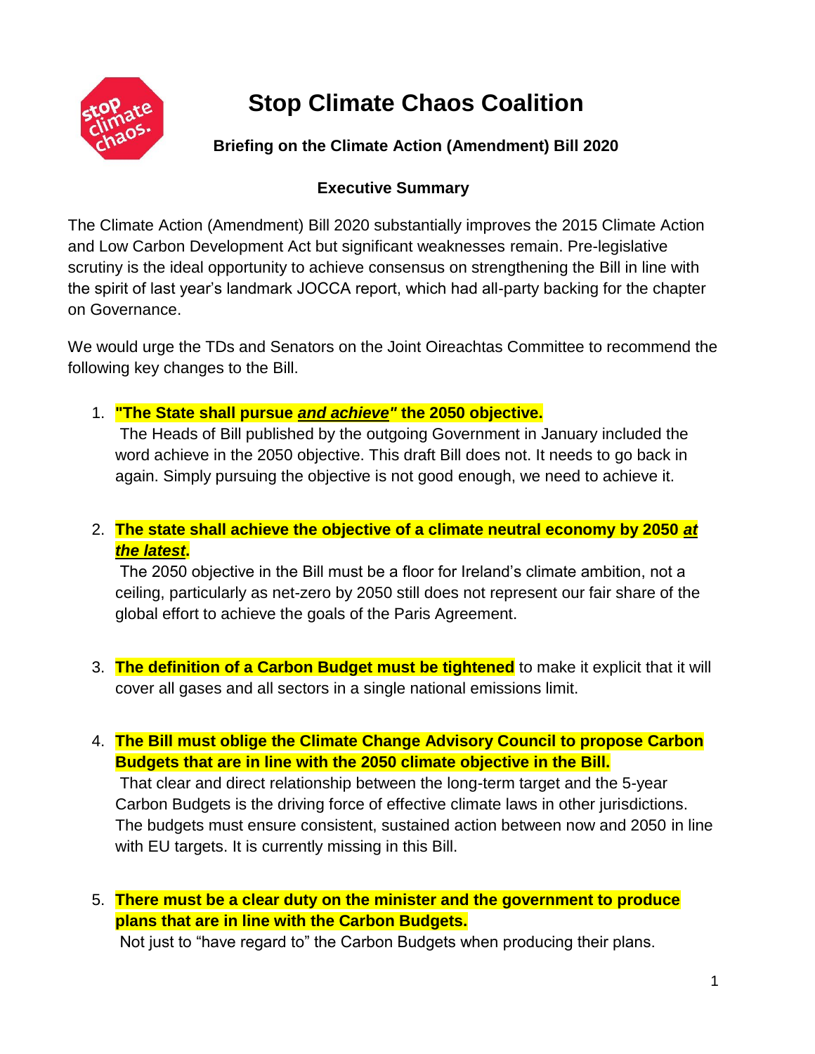# Stop Climate Chaos Coalition

## Briefing on the Climate Action (Amendment) Bill 2020

### Executive Summary

The Climate Action (Amendment) Bill 2020 substantially improves the 2015 Climate Action and Low Carbon Development Act but significant weaknesses remain. Pre-legislative scrutiny is the ideal opportunity to achieve consensus on strengthening the Bill in line with the spirit of last year's landmark JOCCA report, which had all-party backing for the chapter on Governance.

We would urge the TDs and Senators on the Joint Oireachtas Committee to recommend the following key changes to the Bill.

1. **"The State shall pursue *and achieve"* the 2050 objective.**
   The Heads of Bill published by the outgoing Government in January included the word achieve in the 2050 objective. This draft Bill does not. It needs to go back in again. Simply pursuing the objective is not good enough, we need to achieve it.

2. **The state shall achieve the objective of a climate neutral economy by 2050 *at the latest*.**
   The 2050 objective in the Bill must be a floor for Ireland's climate ambition, not a ceiling, particularly as net-zero by 2050 still does not represent our fair share of the global effort to achieve the goals of the Paris Agreement.

3. **The definition of a Carbon Budget must be tightened** to make it explicit that it will cover all gases and all sectors in a single national emissions limit.

4. **The Bill must oblige the Climate Change Advisory Council to propose Carbon Budgets that are in line with the 2050 climate objective in the Bill.**
   That clear and direct relationship between the long-term target and the 5-year Carbon Budgets is the driving force of effective climate laws in other jurisdictions. The budgets must ensure consistent, sustained action between now and 2050 in line with EU targets. It is currently missing in this Bill.

5. **There must be a clear duty on the minister and the government to produce plans that are in line with the Carbon Budgets.**
   Not just to "have regard to" the Carbon Budgets when producing their plans.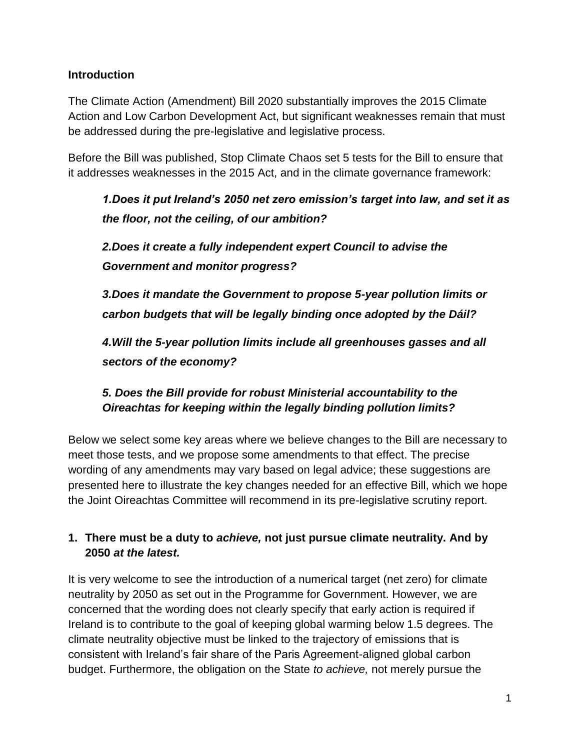## Introduction

The Climate Action (Amendment) Bill 2020 substantially improves the 2015 Climate Action and Low Carbon Development Act, but significant weaknesses remain that must be addressed during the pre-legislative and legislative process.

Before the Bill was published, Stop Climate Chaos set 5 tests for the Bill to ensure that it addresses weaknesses in the 2015 Act, and in the climate governance framework:

> ***1.Does it put Ireland's 2050 net zero emission's target into law, and set it as the floor, not the ceiling, of our ambition?***
>
> ***2.Does it create a fully independent expert Council to advise the Government and monitor progress?***
>
> ***3.Does it mandate the Government to propose 5-year pollution limits or carbon budgets that will be legally binding once adopted by the Dáil?***
>
> ***4.Will the 5-year pollution limits include all greenhouses gasses and all sectors of the economy?***
>
> ***5. Does the Bill provide for robust Ministerial accountability to the Oireachtas for keeping within the legally binding pollution limits?***

Below we select some key areas where we believe changes to the Bill are necessary to meet those tests, and we propose some amendments to that effect. The precise wording of any amendments may vary based on legal advice; these suggestions are presented here to illustrate the key changes needed for an effective Bill, which we hope the Joint Oireachtas Committee will recommend in its pre-legislative scrutiny report.

### 1. There must be a duty to *achieve,* not just pursue climate neutrality. And by 2050 *at the latest.*

It is very welcome to see the introduction of a numerical target (net zero) for climate neutrality by 2050 as set out in the Programme for Government. However, we are concerned that the wording does not clearly specify that early action is required if Ireland is to contribute to the goal of keeping global warming below 1.5 degrees. The climate neutrality objective must be linked to the trajectory of emissions that is consistent with Ireland's fair share of the Paris Agreement-aligned global carbon budget. Furthermore, the obligation on the State *to achieve,* not merely pursue the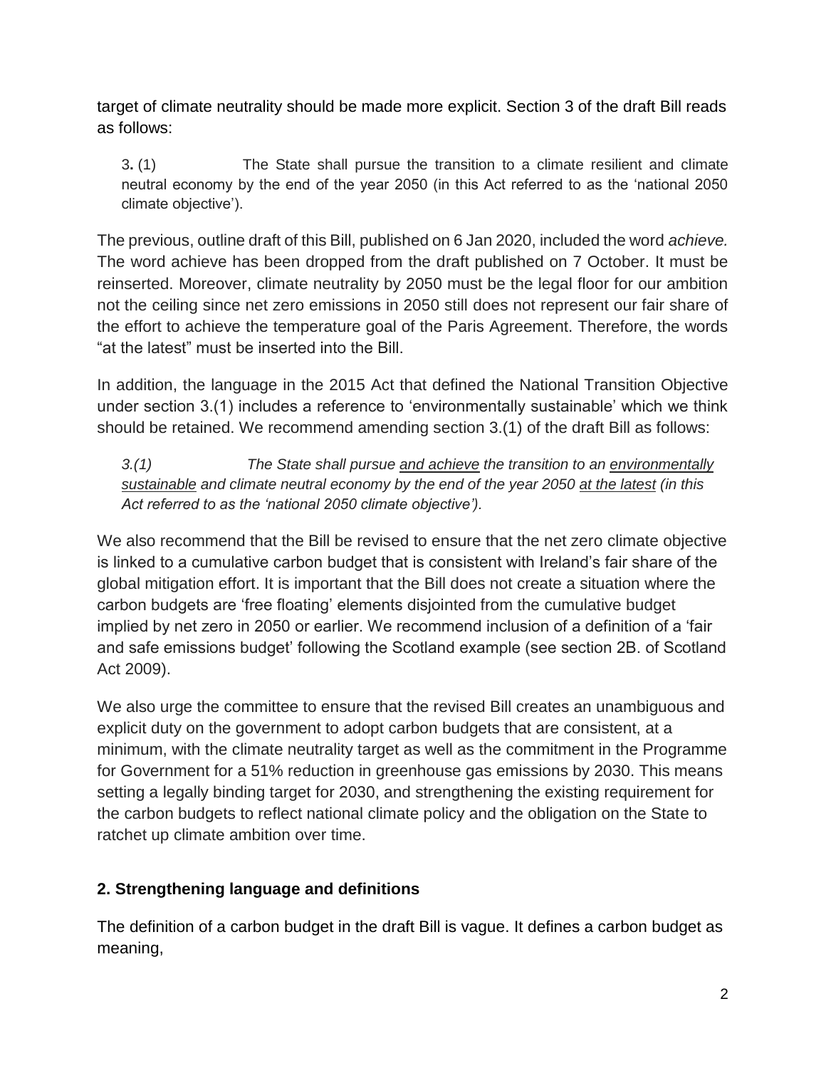target of climate neutrality should be made more explicit. Section 3 of the draft Bill reads as follows:

> 3. (1) The State shall pursue the transition to a climate resilient and climate neutral economy by the end of the year 2050 (in this Act referred to as the 'national 2050 climate objective').

The previous, outline draft of this Bill, published on 6 Jan 2020, included the word *achieve.* The word achieve has been dropped from the draft published on 7 October. It must be reinserted. Moreover, climate neutrality by 2050 must be the legal floor for our ambition not the ceiling since net zero emissions in 2050 still does not represent our fair share of the effort to achieve the temperature goal of the Paris Agreement. Therefore, the words "at the latest" must be inserted into the Bill.

In addition, the language in the 2015 Act that defined the National Transition Objective under section 3.(1) includes a reference to 'environmentally sustainable' which we think should be retained. We recommend amending section 3.(1) of the draft Bill as follows:

> *3.(1) The State shall pursue <u>and achieve</u> the transition to an <u>environmentally sustainable</u> and climate neutral economy by the end of the year 2050 <u>at the latest</u> (in this Act referred to as the 'national 2050 climate objective').*

We also recommend that the Bill be revised to ensure that the net zero climate objective is linked to a cumulative carbon budget that is consistent with Ireland's fair share of the global mitigation effort. It is important that the Bill does not create a situation where the carbon budgets are 'free floating' elements disjointed from the cumulative budget implied by net zero in 2050 or earlier. We recommend inclusion of a definition of a 'fair and safe emissions budget' following the Scotland example (see section 2B. of Scotland Act 2009).

We also urge the committee to ensure that the revised Bill creates an unambiguous and explicit duty on the government to adopt carbon budgets that are consistent, at a minimum, with the climate neutrality target as well as the commitment in the Programme for Government for a 51% reduction in greenhouse gas emissions by 2030. This means setting a legally binding target for 2030, and strengthening the existing requirement for the carbon budgets to reflect national climate policy and the obligation on the State to ratchet up climate ambition over time.

## 2. Strengthening language and definitions

The definition of a carbon budget in the draft Bill is vague. It defines a carbon budget as meaning,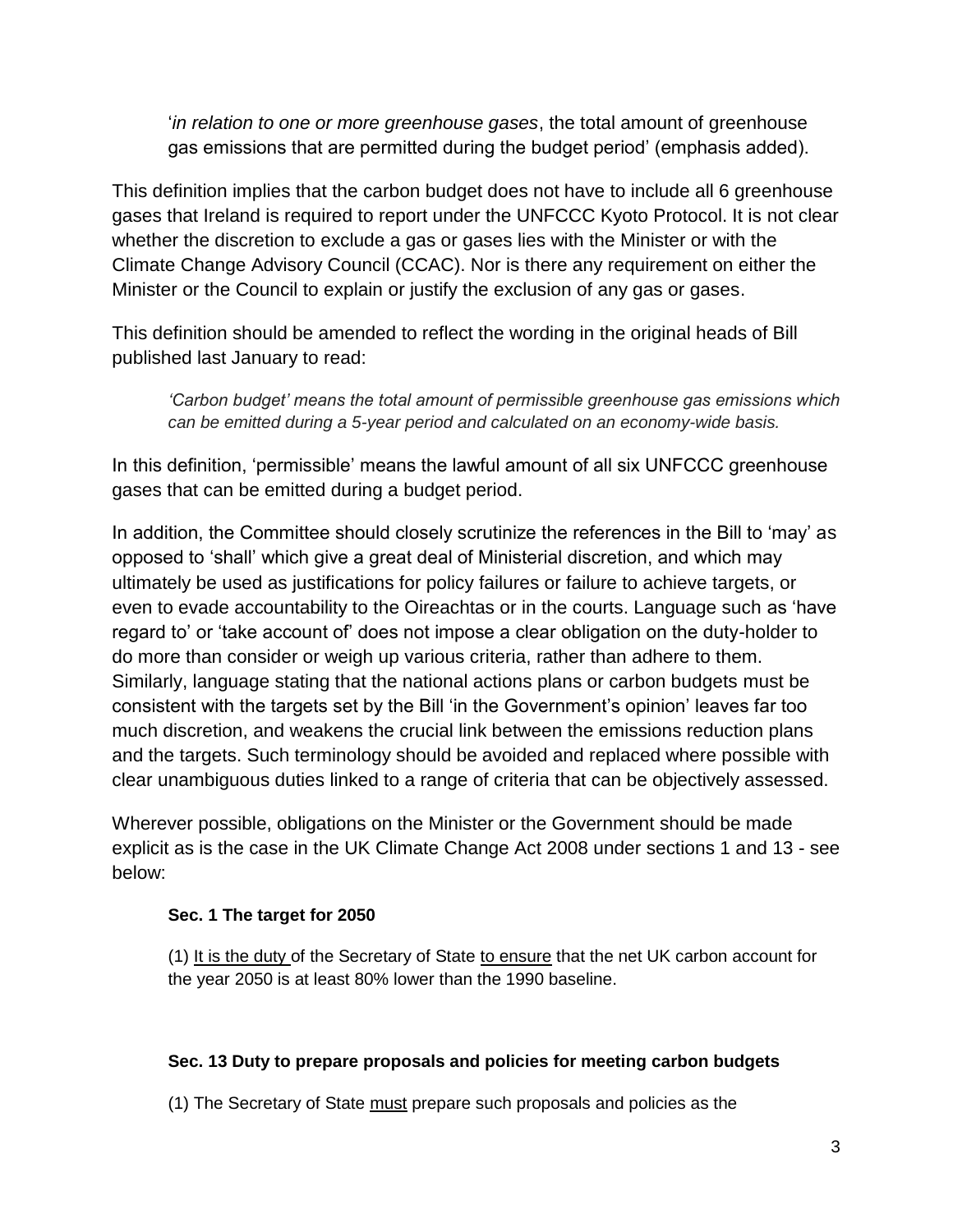> '*in relation to one or more greenhouse gases*, the total amount of greenhouse gas emissions that are permitted during the budget period' (emphasis added).

This definition implies that the carbon budget does not have to include all 6 greenhouse gases that Ireland is required to report under the UNFCCC Kyoto Protocol. It is not clear whether the discretion to exclude a gas or gases lies with the Minister or with the Climate Change Advisory Council (CCAC). Nor is there any requirement on either the Minister or the Council to explain or justify the exclusion of any gas or gases.

This definition should be amended to reflect the wording in the original heads of Bill published last January to read:

> *'Carbon budget' means the total amount of permissible greenhouse gas emissions which can be emitted during a 5-year period and calculated on an economy-wide basis.*

In this definition, 'permissible' means the lawful amount of all six UNFCCC greenhouse gases that can be emitted during a budget period.

In addition, the Committee should closely scrutinize the references in the Bill to 'may' as opposed to 'shall' which give a great deal of Ministerial discretion, and which may ultimately be used as justifications for policy failures or failure to achieve targets, or even to evade accountability to the Oireachtas or in the courts. Language such as 'have regard to' or 'take account of' does not impose a clear obligation on the duty-holder to do more than consider or weigh up various criteria, rather than adhere to them. Similarly, language stating that the national actions plans or carbon budgets must be consistent with the targets set by the Bill 'in the Government's opinion' leaves far too much discretion, and weakens the crucial link between the emissions reduction plans and the targets. Such terminology should be avoided and replaced where possible with clear unambiguous duties linked to a range of criteria that can be objectively assessed.

Wherever possible, obligations on the Minister or the Government should be made explicit as is the case in the UK Climate Change Act 2008 under sections 1 and 13 - see below:

> **Sec. 1 The target for 2050**
>
> (1) It is the duty of the Secretary of State to ensure that the net UK carbon account for the year 2050 is at least 80% lower than the 1990 baseline.
>
> **Sec. 13 Duty to prepare proposals and policies for meeting carbon budgets**
>
> (1) The Secretary of State must prepare such proposals and policies as the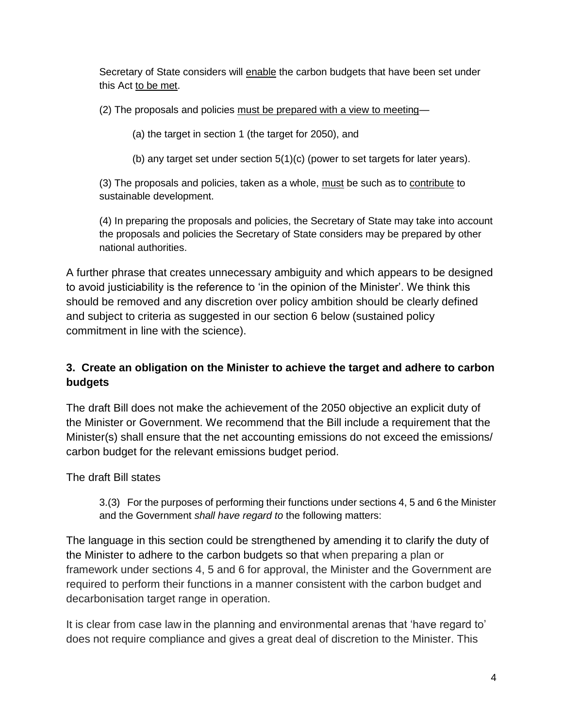> Secretary of State considers will <u>enable</u> the carbon budgets that have been set under this Act <u>to be met</u>.
>
> (2) The proposals and policies <u>must be prepared with a view to meeting</u>—
>
> (a) the target in section 1 (the target for 2050), and
>
> (b) any target set under section 5(1)(c) (power to set targets for later years).
>
> (3) The proposals and policies, taken as a whole, <u>must</u> be such as to <u>contribute</u> to sustainable development.
>
> (4) In preparing the proposals and policies, the Secretary of State may take into account the proposals and policies the Secretary of State considers may be prepared by other national authorities.

A further phrase that creates unnecessary ambiguity and which appears to be designed to avoid justiciability is the reference to 'in the opinion of the Minister'. We think this should be removed and any discretion over policy ambition should be clearly defined and subject to criteria as suggested in our section 6 below (sustained policy commitment in line with the science).

### 3. Create an obligation on the Minister to achieve the target and adhere to carbon budgets

The draft Bill does not make the achievement of the 2050 objective an explicit duty of the Minister or Government. We recommend that the Bill include a requirement that the Minister(s) shall ensure that the net accounting emissions do not exceed the emissions/ carbon budget for the relevant emissions budget period.

The draft Bill states

> 3.(3) For the purposes of performing their functions under sections 4, 5 and 6 the Minister and the Government *shall have regard to* the following matters:

The language in this section could be strengthened by amending it to clarify the duty of the Minister to adhere to the carbon budgets so that when preparing a plan or framework under sections 4, 5 and 6 for approval, the Minister and the Government are required to perform their functions in a manner consistent with the carbon budget and decarbonisation target range in operation.

It is clear from case law in the planning and environmental arenas that 'have regard to' does not require compliance and gives a great deal of discretion to the Minister. This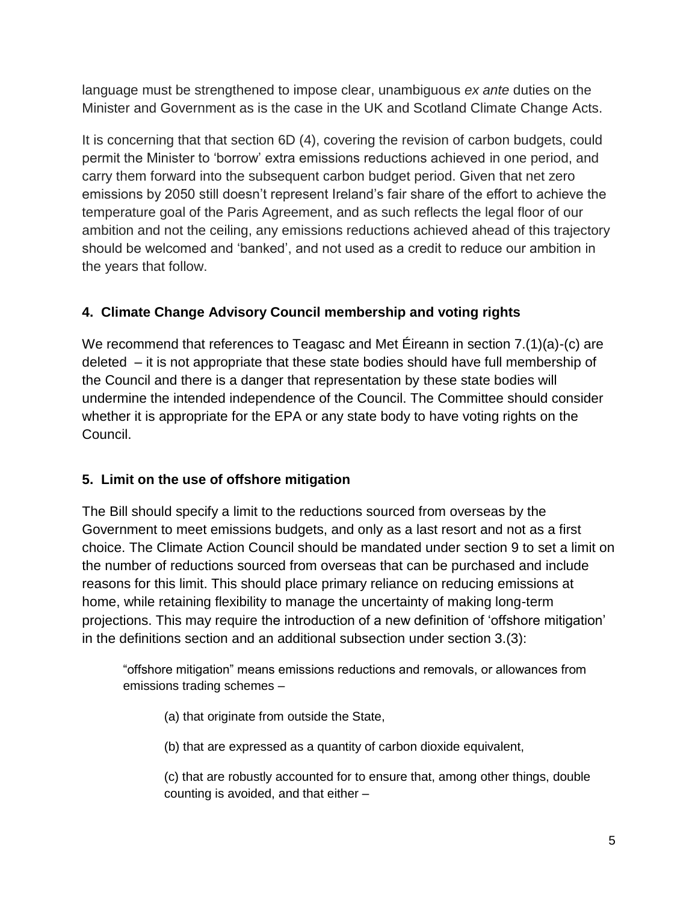language must be strengthened to impose clear, unambiguous *ex ante* duties on the Minister and Government as is the case in the UK and Scotland Climate Change Acts.

It is concerning that that section 6D (4), covering the revision of carbon budgets, could permit the Minister to 'borrow' extra emissions reductions achieved in one period, and carry them forward into the subsequent carbon budget period. Given that net zero emissions by 2050 still doesn't represent Ireland's fair share of the effort to achieve the temperature goal of the Paris Agreement, and as such reflects the legal floor of our ambition and not the ceiling, any emissions reductions achieved ahead of this trajectory should be welcomed and 'banked', and not used as a credit to reduce our ambition in the years that follow.

## 4. Climate Change Advisory Council membership and voting rights

We recommend that references to Teagasc and Met Éireann in section 7.(1)(a)-(c) are deleted – it is not appropriate that these state bodies should have full membership of the Council and there is a danger that representation by these state bodies will undermine the intended independence of the Council. The Committee should consider whether it is appropriate for the EPA or any state body to have voting rights on the Council.

## 5. Limit on the use of offshore mitigation

The Bill should specify a limit to the reductions sourced from overseas by the Government to meet emissions budgets, and only as a last resort and not as a first choice. The Climate Action Council should be mandated under section 9 to set a limit on the number of reductions sourced from overseas that can be purchased and include reasons for this limit. This should place primary reliance on reducing emissions at home, while retaining flexibility to manage the uncertainty of making long-term projections. This may require the introduction of a new definition of 'offshore mitigation' in the definitions section and an additional subsection under section 3.(3):

> "offshore mitigation" means emissions reductions and removals, or allowances from emissions trading schemes –
>
> (a) that originate from outside the State,
>
> (b) that are expressed as a quantity of carbon dioxide equivalent,
>
> (c) that are robustly accounted for to ensure that, among other things, double counting is avoided, and that either –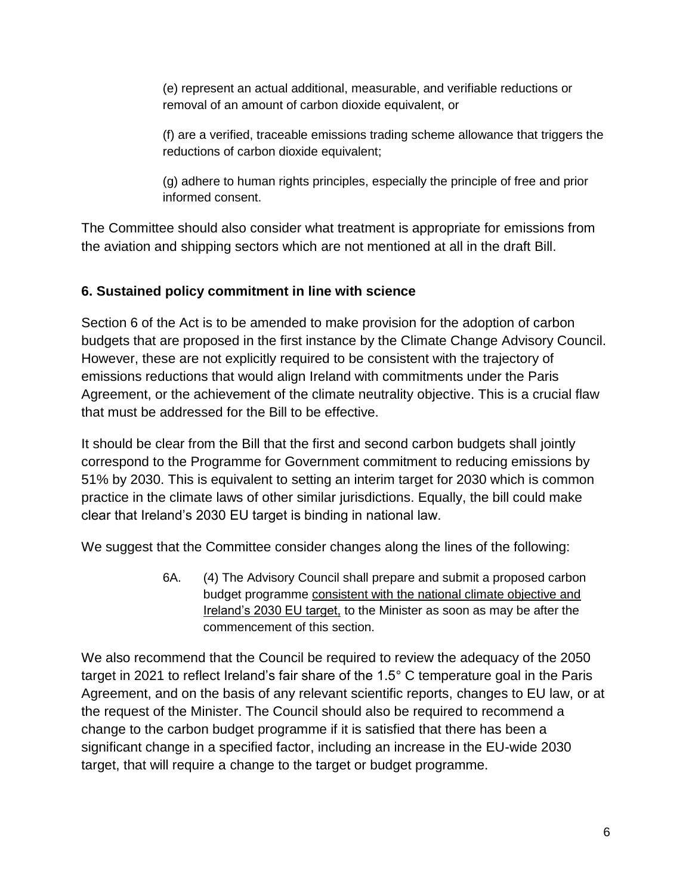(e) represent an actual additional, measurable, and verifiable reductions or removal of an amount of carbon dioxide equivalent, or

(f) are a verified, traceable emissions trading scheme allowance that triggers the reductions of carbon dioxide equivalent;

(g) adhere to human rights principles, especially the principle of free and prior informed consent.

The Committee should also consider what treatment is appropriate for emissions from the aviation and shipping sectors which are not mentioned at all in the draft Bill.

### 6. Sustained policy commitment in line with science

Section 6 of the Act is to be amended to make provision for the adoption of carbon budgets that are proposed in the first instance by the Climate Change Advisory Council. However, these are not explicitly required to be consistent with the trajectory of emissions reductions that would align Ireland with commitments under the Paris Agreement, or the achievement of the climate neutrality objective. This is a crucial flaw that must be addressed for the Bill to be effective.

It should be clear from the Bill that the first and second carbon budgets shall jointly correspond to the Programme for Government commitment to reducing emissions by 51% by 2030. This is equivalent to setting an interim target for 2030 which is common practice in the climate laws of other similar jurisdictions. Equally, the bill could make clear that Ireland's 2030 EU target is binding in national law.

We suggest that the Committee consider changes along the lines of the following:

> 6A. (4) The Advisory Council shall prepare and submit a proposed carbon budget programme <u>consistent with the national climate objective and Ireland's 2030 EU target,</u> to the Minister as soon as may be after the commencement of this section.

We also recommend that the Council be required to review the adequacy of the 2050 target in 2021 to reflect Ireland's fair share of the 1.5° C temperature goal in the Paris Agreement, and on the basis of any relevant scientific reports, changes to EU law, or at the request of the Minister. The Council should also be required to recommend a change to the carbon budget programme if it is satisfied that there has been a significant change in a specified factor, including an increase in the EU-wide 2030 target, that will require a change to the target or budget programme.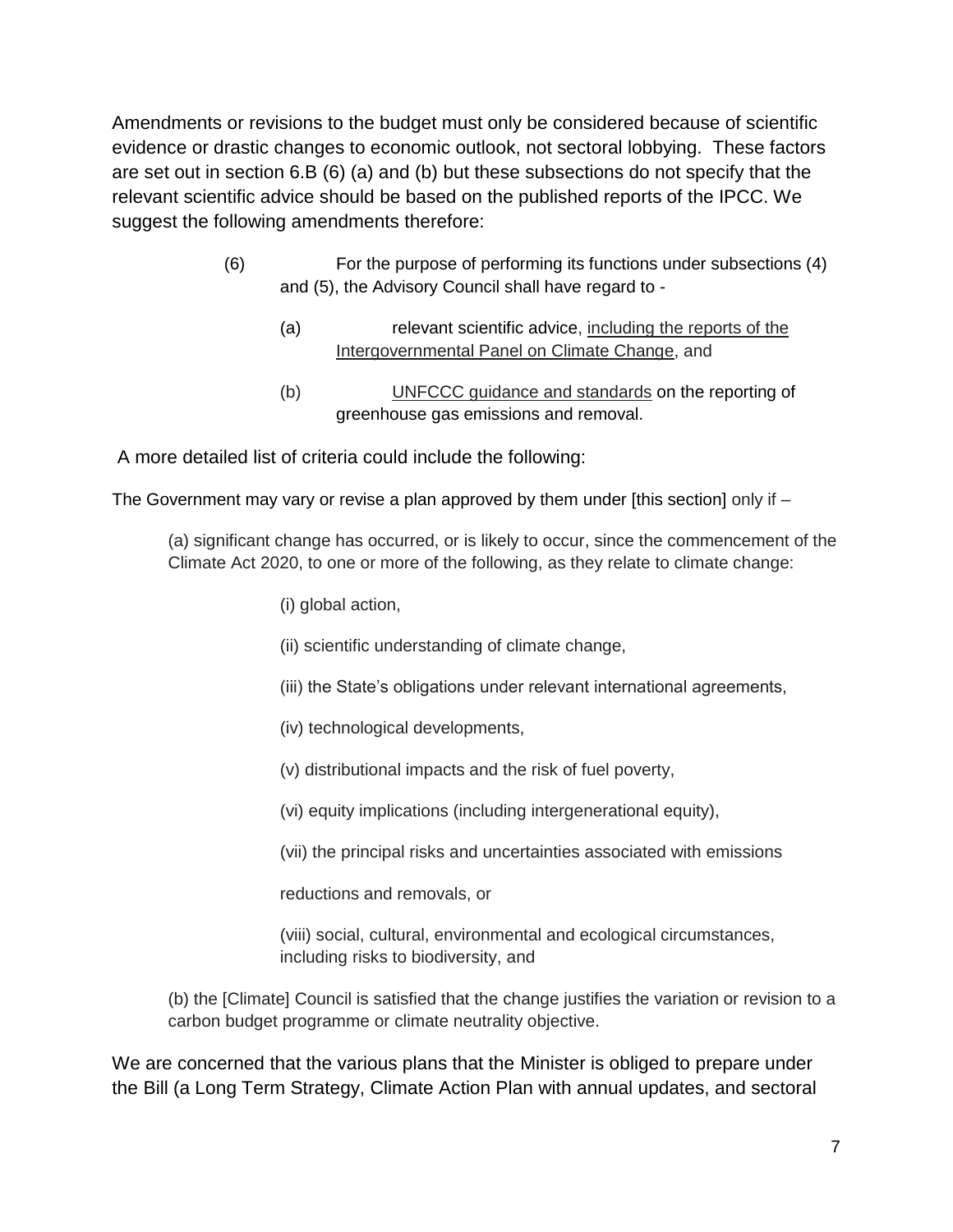Amendments or revisions to the budget must only be considered because of scientific evidence or drastic changes to economic outlook, not sectoral lobbying. These factors are set out in section 6.B (6) (a) and (b) but these subsections do not specify that the relevant scientific advice should be based on the published reports of the IPCC. We suggest the following amendments therefore:

> (6) For the purpose of performing its functions under subsections (4) and (5), the Advisory Council shall have regard to -
>
> > (a) relevant scientific advice, <u>including the reports of the Intergovernmental Panel on Climate Change</u>, and
> >
> > (b) <u>UNFCCC guidance and standards</u> on the reporting of greenhouse gas emissions and removal.

A more detailed list of criteria could include the following:

The Government may vary or revise a plan approved by them under [this section] only if –

> (a) significant change has occurred, or is likely to occur, since the commencement of the Climate Act 2020, to one or more of the following, as they relate to climate change:
>
> > (i) global action,
> >
> > (ii) scientific understanding of climate change,
> >
> > (iii) the State's obligations under relevant international agreements,
> >
> > (iv) technological developments,
> >
> > (v) distributional impacts and the risk of fuel poverty,
> >
> > (vi) equity implications (including intergenerational equity),
> >
> > (vii) the principal risks and uncertainties associated with emissions reductions and removals, or
> >
> > (viii) social, cultural, environmental and ecological circumstances, including risks to biodiversity, and
>
> (b) the [Climate] Council is satisfied that the change justifies the variation or revision to a carbon budget programme or climate neutrality objective.

We are concerned that the various plans that the Minister is obliged to prepare under the Bill (a Long Term Strategy, Climate Action Plan with annual updates, and sectoral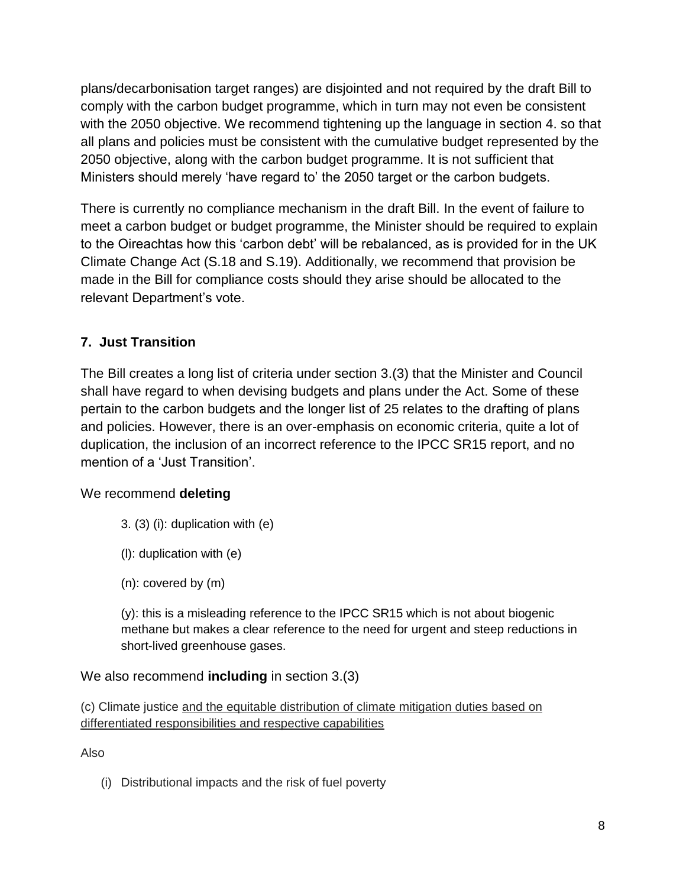plans/decarbonisation target ranges) are disjointed and not required by the draft Bill to comply with the carbon budget programme, which in turn may not even be consistent with the 2050 objective. We recommend tightening up the language in section 4. so that all plans and policies must be consistent with the cumulative budget represented by the 2050 objective, along with the carbon budget programme. It is not sufficient that Ministers should merely 'have regard to' the 2050 target or the carbon budgets.

There is currently no compliance mechanism in the draft Bill. In the event of failure to meet a carbon budget or budget programme, the Minister should be required to explain to the Oireachtas how this 'carbon debt' will be rebalanced, as is provided for in the UK Climate Change Act (S.18 and S.19). Additionally, we recommend that provision be made in the Bill for compliance costs should they arise should be allocated to the relevant Department's vote.

## 7. Just Transition

The Bill creates a long list of criteria under section 3.(3) that the Minister and Council shall have regard to when devising budgets and plans under the Act. Some of these pertain to the carbon budgets and the longer list of 25 relates to the drafting of plans and policies. However, there is an over-emphasis on economic criteria, quite a lot of duplication, the inclusion of an incorrect reference to the IPCC SR15 report, and no mention of a 'Just Transition'.

We recommend **deleting**

3. (3) (i): duplication with (e)

(l): duplication with (e)

(n): covered by (m)

(y): this is a misleading reference to the IPCC SR15 which is not about biogenic methane but makes a clear reference to the need for urgent and steep reductions in short-lived greenhouse gases.

We also recommend **including** in section 3.(3)

(c) Climate justice <u>and the equitable distribution of climate mitigation duties based on differentiated responsibilities and respective capabilities</u>

Also

(i) Distributional impacts and the risk of fuel poverty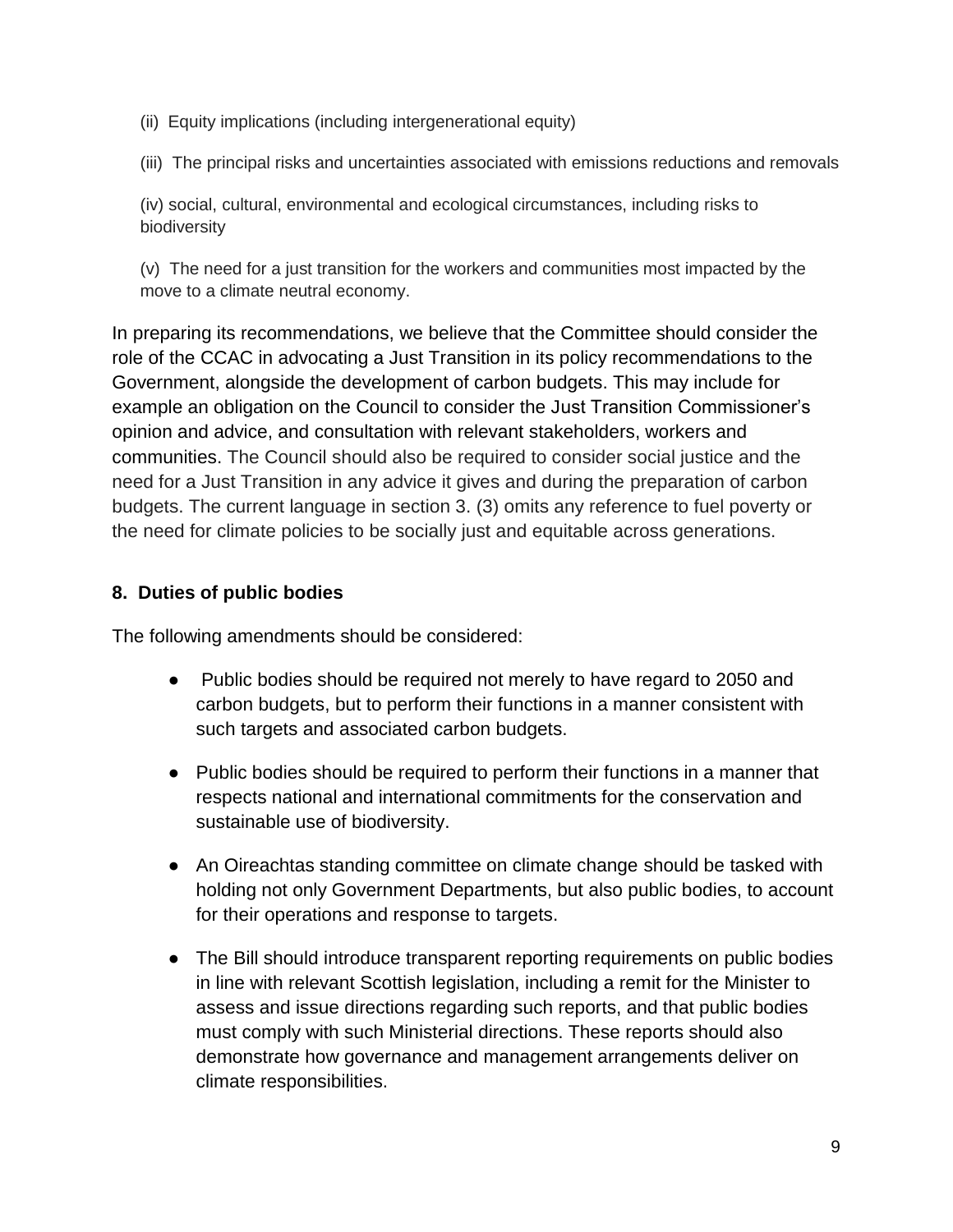(ii) Equity implications (including intergenerational equity)

(iii) The principal risks and uncertainties associated with emissions reductions and removals

(iv) social, cultural, environmental and ecological circumstances, including risks to biodiversity

(v) The need for a just transition for the workers and communities most impacted by the move to a climate neutral economy.

In preparing its recommendations, we believe that the Committee should consider the role of the CCAC in advocating a Just Transition in its policy recommendations to the Government, alongside the development of carbon budgets. This may include for example an obligation on the Council to consider the Just Transition Commissioner's opinion and advice, and consultation with relevant stakeholders, workers and communities. The Council should also be required to consider social justice and the need for a Just Transition in any advice it gives and during the preparation of carbon budgets. The current language in section 3. (3) omits any reference to fuel poverty or the need for climate policies to be socially just and equitable across generations.

**8. Duties of public bodies**

The following amendments should be considered:

- Public bodies should be required not merely to have regard to 2050 and carbon budgets, but to perform their functions in a manner consistent with such targets and associated carbon budgets.
- Public bodies should be required to perform their functions in a manner that respects national and international commitments for the conservation and sustainable use of biodiversity.
- An Oireachtas standing committee on climate change should be tasked with holding not only Government Departments, but also public bodies, to account for their operations and response to targets.
- The Bill should introduce transparent reporting requirements on public bodies in line with relevant Scottish legislation, including a remit for the Minister to assess and issue directions regarding such reports, and that public bodies must comply with such Ministerial directions. These reports should also demonstrate how governance and management arrangements deliver on climate responsibilities.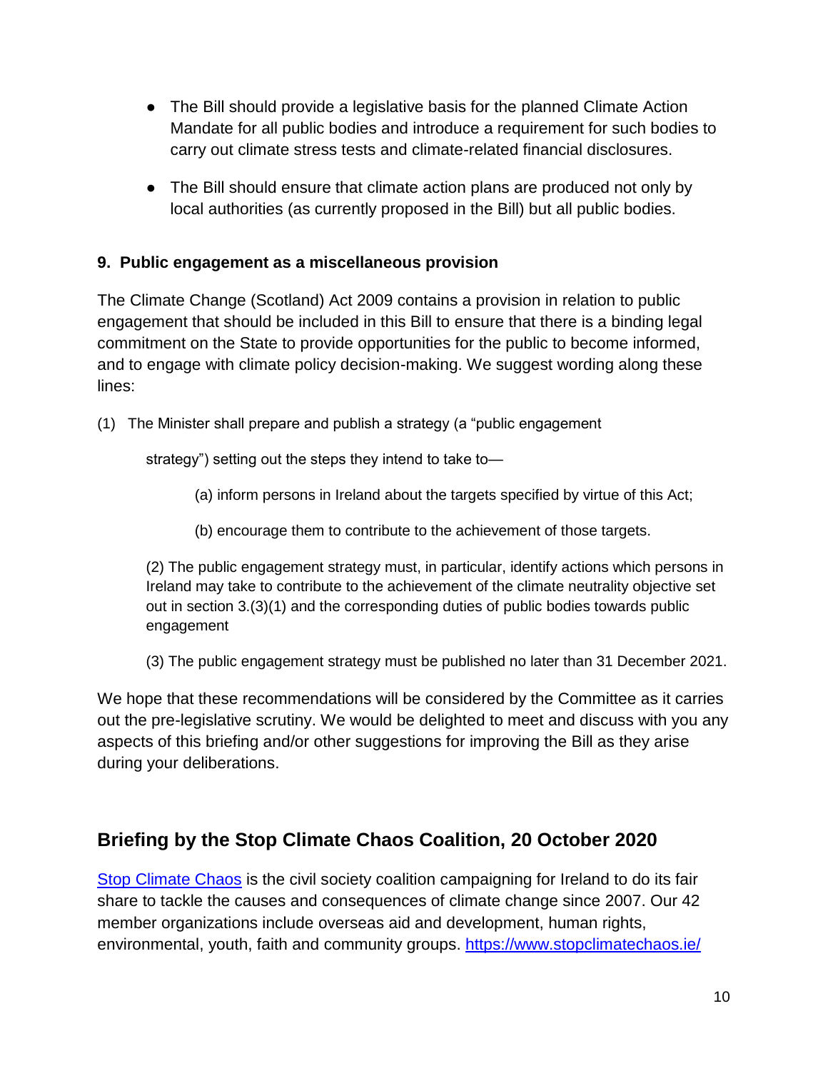- The Bill should provide a legislative basis for the planned Climate Action Mandate for all public bodies and introduce a requirement for such bodies to carry out climate stress tests and climate-related financial disclosures.
- The Bill should ensure that climate action plans are produced not only by local authorities (as currently proposed in the Bill) but all public bodies.

**9. Public engagement as a miscellaneous provision**

The Climate Change (Scotland) Act 2009 contains a provision in relation to public engagement that should be included in this Bill to ensure that there is a binding legal commitment on the State to provide opportunities for the public to become informed, and to engage with climate policy decision-making. We suggest wording along these lines:

(1) The Minister shall prepare and publish a strategy (a "public engagement strategy") setting out the steps they intend to take to—

(a) inform persons in Ireland about the targets specified by virtue of this Act;

(b) encourage them to contribute to the achievement of those targets.

(2) The public engagement strategy must, in particular, identify actions which persons in Ireland may take to contribute to the achievement of the climate neutrality objective set out in section 3.(3)(1) and the corresponding duties of public bodies towards public engagement

(3) The public engagement strategy must be published no later than 31 December 2021.

We hope that these recommendations will be considered by the Committee as it carries out the pre-legislative scrutiny. We would be delighted to meet and discuss with you any aspects of this briefing and/or other suggestions for improving the Bill as they arise during your deliberations.

## Briefing by the Stop Climate Chaos Coalition, 20 October 2020

[Stop Climate Chaos](https://www.stopclimatechaos.ie/) is the civil society coalition campaigning for Ireland to do its fair share to tackle the causes and consequences of climate change since 2007. Our 42 member organizations include overseas aid and development, human rights, environmental, youth, faith and community groups. https://www.stopclimatechaos.ie/